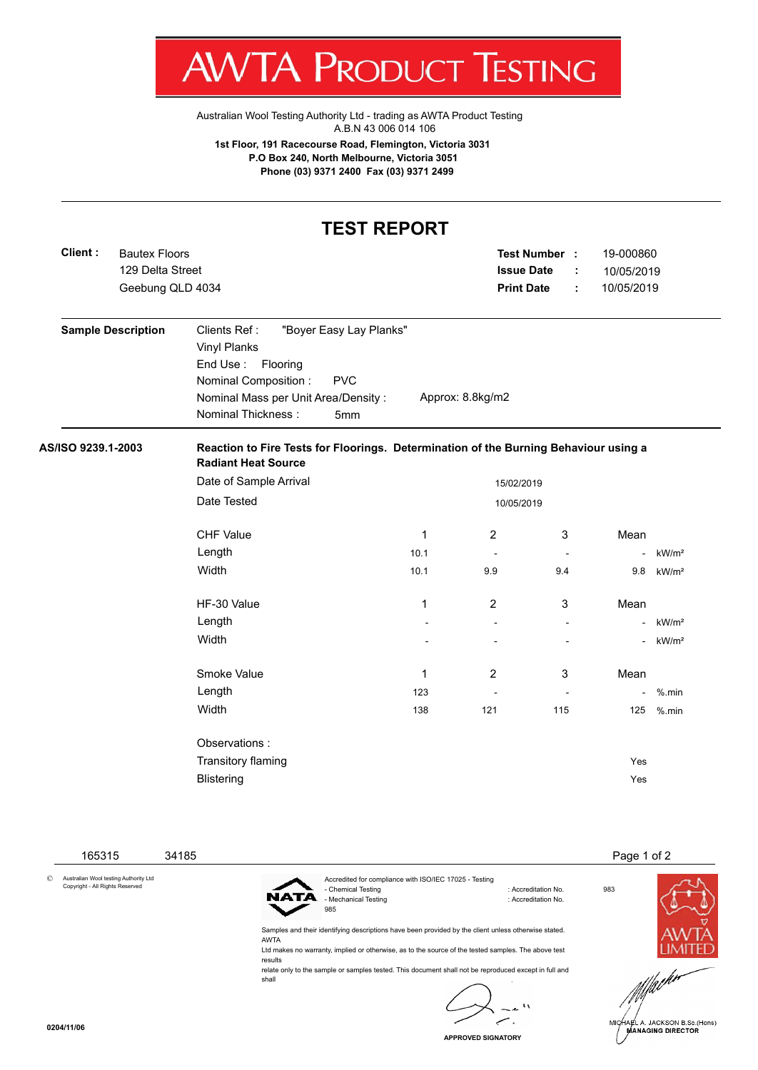# AWTA PRODUCT TESTING

Australian Wool Testing Authority Ltd - trading as AWTA Product Testing
A.B.N 43 006 014 106

**1st Floor, 191 Racecourse Road, Flemington, Victoria 3031**
**P.O Box 240, North Melbourne, Victoria 3051**
**Phone (03) 9371 2400 Fax (03) 9371 2499**

## TEST REPORT

**Client :** Bautex Floors
129 Delta Street
Geebung QLD 4034

**Test Number :** 19-000860
**Issue Date :** 10/05/2019
**Print Date :** 10/05/2019

**Sample Description**

Clients Ref : "Boyer Easy Lay Planks"
Vinyl Planks
End Use : Flooring
Nominal Composition : PVC
Nominal Mass per Unit Area/Density : Approx: 8.8kg/m2
Nominal Thickness : 5mm

**AS/ISO 9239.1-2003** **Reaction to Fire Tests for Floorings. Determination of the Burning Behaviour using a Radiant Heat Source**

Date of Sample Arrival: 15/02/2019
Date Tested: 10/05/2019

| CHF Value | 1 | 2 | 3 | Mean | |
|---|---|---|---|---|---|
| Length | 10.1 | - | - | - | kW/m² |
| Width | 10.1 | 9.9 | 9.4 | 9.8 | kW/m² |

| HF-30 Value | 1 | 2 | 3 | Mean | |
|---|---|---|---|---|---|
| Length | - | - | - | - | kW/m² |
| Width | - | - | - | - | kW/m² |

| Smoke Value | 1 | 2 | 3 | Mean | |
|---|---|---|---|---|---|
| Length | 123 | - | - | - | %.min |
| Width | 138 | 121 | 115 | 125 | %.min |

Observations :

| | |
|---|---|
| Transitory flaming | Yes |
| Blistering | Yes |

165315 34185

© Australian Wool testing Authority Ltd
Copyright - All Rights Reserved

Accredited for compliance with ISO/IEC 17025 - Testing
- Chemical Testing : Accreditation No. 983
- Mechanical Testing : Accreditation No. 985

Samples and their identifying descriptions have been provided by the client unless otherwise stated. AWTA Ltd makes no warranty, implied or otherwise, as to the source of the tested samples. The above test results relate only to the sample or samples tested. This document shall not be reproduced except in full and shall

APPROVED SIGNATORY

MICHAEL A. JACKSON B.Sc.(Hons)
MANAGING DIRECTOR

0204/11/06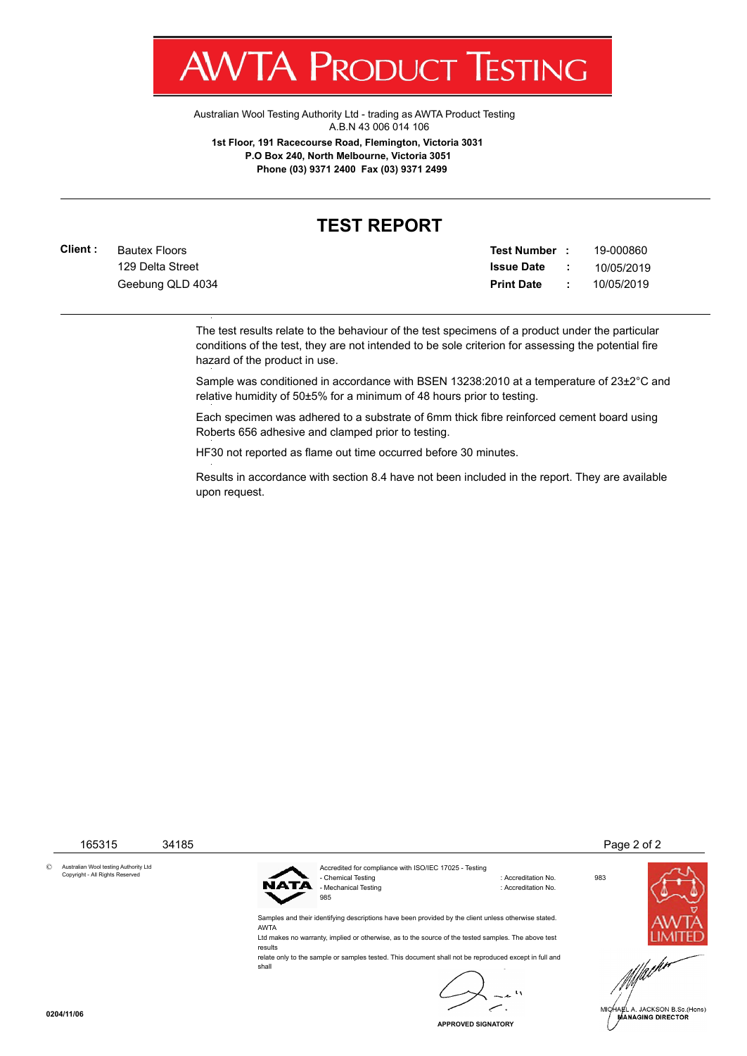# AWTA PRODUCT TESTING

Australian Wool Testing Authority Ltd - trading as AWTA Product Testing
A.B.N 43 006 014 106

**1st Floor, 191 Racecourse Road, Flemington, Victoria 3031**
**P.O Box 240, North Melbourne, Victoria 3051**
**Phone (03) 9371 2400 Fax (03) 9371 2499**

## TEST REPORT

| | | | | |
|---|---|---|---|---|
| **Client :** | Bautex Floors | **Test Number** | **:** | 19-000860 |
| | 129 Delta Street | **Issue Date** | **:** | 10/05/2019 |
| | Geebung QLD 4034 | **Print Date** | **:** | 10/05/2019 |

The test results relate to the behaviour of the test specimens of a product under the particular conditions of the test, they are not intended to be sole criterion for assessing the potential fire hazard of the product in use.

Sample was conditioned in accordance with BSEN 13238:2010 at a temperature of 23±2°C and relative humidity of 50±5% for a minimum of 48 hours prior to testing.

Each specimen was adhered to a substrate of 6mm thick fibre reinforced cement board using Roberts 656 adhesive and clamped prior to testing.

HF30 not reported as flame out time occurred before 30 minutes.

Results in accordance with section 8.4 have not been included in the report. They are available upon request.

165315 34185

© Australian Wool testing Authority Ltd
Copyright - All Rights Reserved

Accredited for compliance with ISO/IEC 17025 - Testing
- Chemical Testing : Accreditation No. 983
- Mechanical Testing : Accreditation No. 985

Samples and their identifying descriptions have been provided by the client unless otherwise stated. AWTA Ltd makes no warranty, implied or otherwise, as to the source of the tested samples. The above test results relate only to the sample or samples tested. This document shall not be reproduced except in full and shall

APPROVED SIGNATORY

MICHAEL A. JACKSON B.Sc.(Hons)
MANAGING DIRECTOR

0204/11/06